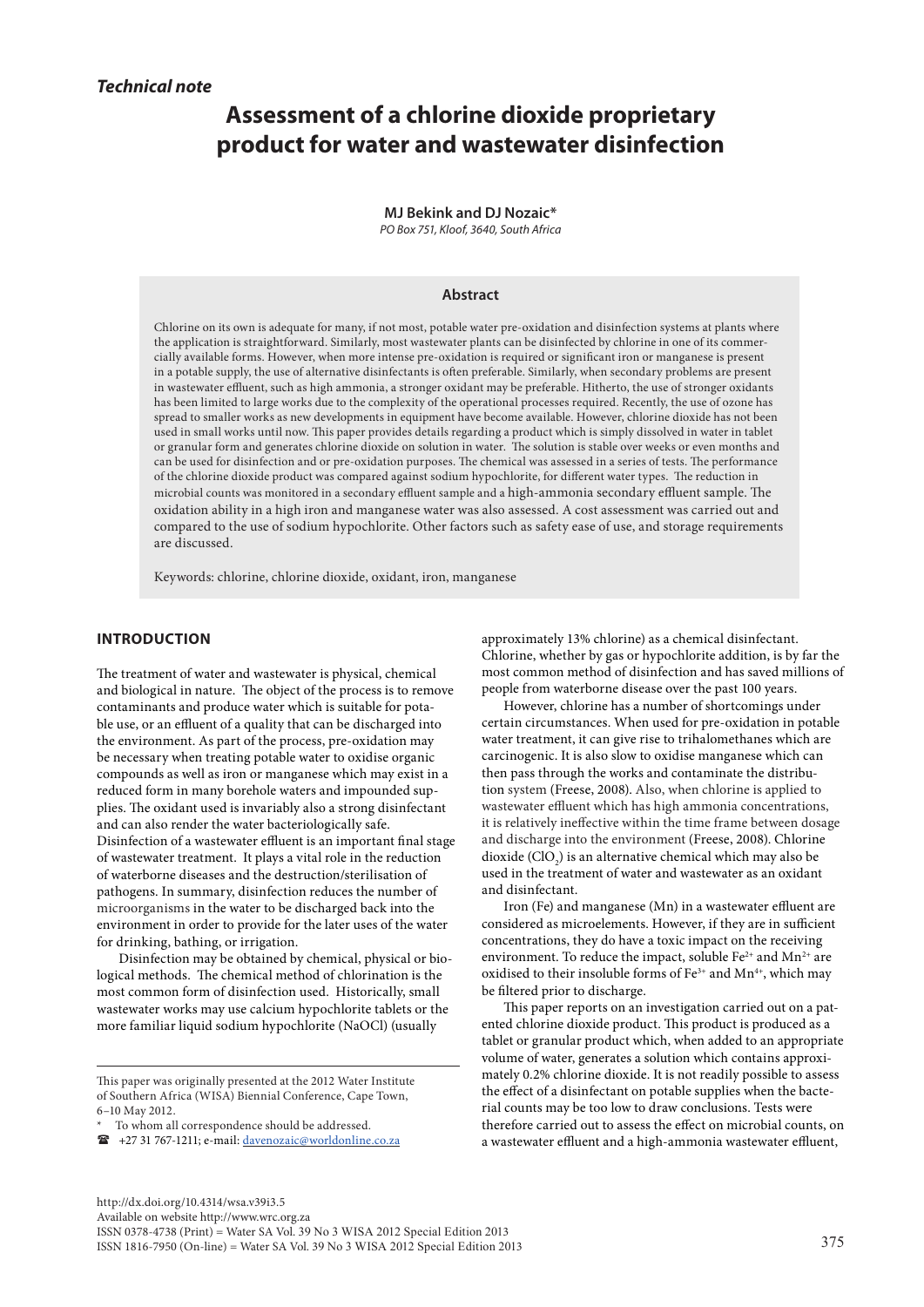*Technical note*

# Assessment of a chlorine dioxide proprietary product for water and wastewater disinfection

**MJ Bekink and DJ Nozaic***

*PO Box 751, Kloof, 3640, South Africa*

## Abstract

Chlorine on its own is adequate for many, if not most, potable water pre-oxidation and disinfection systems at plants where the application is straightforward. Similarly, most wastewater plants can be disinfected by chlorine in one of its commercially available forms. However, when more intense pre-oxidation is required or significant iron or manganese is present in a potable supply, the use of alternative disinfectants is often preferable. Similarly, when secondary problems are present in wastewater effluent, such as high ammonia, a stronger oxidant may be preferable. Hitherto, the use of stronger oxidants has been limited to large works due to the complexity of the operational processes required. Recently, the use of ozone has spread to smaller works as new developments in equipment have become available. However, chlorine dioxide has not been used in small works until now. This paper provides details regarding a product which is simply dissolved in water in tablet or granular form and generates chlorine dioxide on solution in water. The solution is stable over weeks or even months and can be used for disinfection and or pre-oxidation purposes. The chemical was assessed in a series of tests. The performance of the chlorine dioxide product was compared against sodium hypochlorite, for different water types. The reduction in microbial counts was monitored in a secondary effluent sample and a high-ammonia secondary effluent sample. The oxidation ability in a high iron and manganese water was also assessed. A cost assessment was carried out and compared to the use of sodium hypochlorite. Other factors such as safety ease of use, and storage requirements are discussed.

Keywords: chlorine, chlorine dioxide, oxidant, iron, manganese

## INTRODUCTION

The treatment of water and wastewater is physical, chemical and biological in nature. The object of the process is to remove contaminants and produce water which is suitable for potable use, or an effluent of a quality that can be discharged into the environment. As part of the process, pre-oxidation may be necessary when treating potable water to oxidise organic compounds as well as iron or manganese which may exist in a reduced form in many borehole waters and impounded supplies. The oxidant used is invariably also a strong disinfectant and can also render the water bacteriologically safe. Disinfection of a wastewater effluent is an important final stage of wastewater treatment. It plays a vital role in the reduction of waterborne diseases and the destruction/sterilisation of pathogens. In summary, disinfection reduces the number of microorganisms in the water to be discharged back into the environment in order to provide for the later uses of the water for drinking, bathing, or irrigation.

Disinfection may be obtained by chemical, physical or biological methods. The chemical method of chlorination is the most common form of disinfection used. Historically, small wastewater works may use calcium hypochlorite tablets or the more familiar liquid sodium hypochlorite (NaOCl) (usually approximately 13% chlorine) as a chemical disinfectant. Chlorine, whether by gas or hypochlorite addition, is by far the most common method of disinfection and has saved millions of people from waterborne disease over the past 100 years.

However, chlorine has a number of shortcomings under certain circumstances. When used for pre-oxidation in potable water treatment, it can give rise to trihalomethanes which are carcinogenic. It is also slow to oxidise manganese which can then pass through the works and contaminate the distribution system (Freese, 2008). Also, when chlorine is applied to wastewater effluent which has high ammonia concentrations, it is relatively ineffective within the time frame between dosage and discharge into the environment (Freese, 2008). Chlorine dioxide ($ClO_2$) is an alternative chemical which may also be used in the treatment of water and wastewater as an oxidant and disinfectant.

Iron (Fe) and manganese (Mn) in a wastewater effluent are considered as microelements. However, if they are in sufficient concentrations, they do have a toxic impact on the receiving environment. To reduce the impact, soluble $Fe^{2+}$ and $Mn^{2+}$ are oxidised to their insoluble forms of $Fe^{3+}$ and $Mn^{4+}$, which may be filtered prior to discharge.

This paper reports on an investigation carried out on a patented chlorine dioxide product. This product is produced as a tablet or granular product which, when added to an appropriate volume of water, generates a solution which contains approximately 0.2% chlorine dioxide. It is not readily possible to assess the effect of a disinfectant on potable supplies when the bacterial counts may be too low to draw conclusions. Tests were therefore carried out to assess the effect on microbial counts, on a wastewater effluent and a high-ammonia wastewater effluent,

---

This paper was originally presented at the 2012 Water Institute of Southern Africa (WISA) Biennial Conference, Cape Town, 6–10 May 2012.

\* To whom all correspondence should be addressed.

☎ +27 31 767-1211; e-mail: davenozaic@worldonline.co.za

http://dx.doi.org/10.4314/wsa.v39i3.5
Available on website http://www.wrc.org.za
ISSN 0378-4738 (Print) = Water SA Vol. 39 No 3 WISA 2012 Special Edition 2013
ISSN 1816-7950 (On-line) = Water SA Vol. 39 No 3 WISA 2012 Special Edition 2013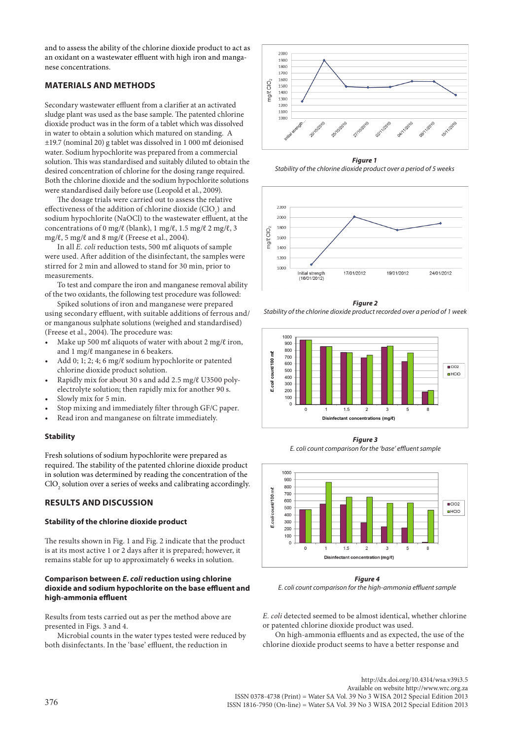and to assess the ability of the chlorine dioxide product to act as an oxidant on a wastewater effluent with high iron and manganese concentrations.

## MATERIALS AND METHODS

Secondary wastewater effluent from a clarifier at an activated sludge plant was used as the base sample. The patented chlorine dioxide product was in the form of a tablet which was dissolved in water to obtain a solution which matured on standing. A ±19.7 (nominal 20) g tablet was dissolved in 1 000 mℓ deionised water. Sodium hypochlorite was prepared from a commercial solution. This was standardised and suitably diluted to obtain the desired concentration of chlorine for the dosing range required. Both the chlorine dioxide and the sodium hypochlorite solutions were standardised daily before use (Leopold et al., 2009).

The dosage trials were carried out to assess the relative effectiveness of the addition of chlorine dioxide ($ClO_2$) and sodium hypochlorite (NaOCl) to the wastewater effluent, at the concentrations of 0 mg/ℓ (blank), 1 mg/ℓ, 1.5 mg/ℓ 2 mg/ℓ, 3 mg/ℓ, 5 mg/ℓ and 8 mg/ℓ (Freese et al., 2004).

In all *E. coli* reduction tests, 500 mℓ aliquots of sample were used. After addition of the disinfectant, the samples were stirred for 2 min and allowed to stand for 30 min, prior to measurements.

To test and compare the iron and manganese removal ability of the two oxidants, the following test procedure was followed:

Spiked solutions of iron and manganese were prepared using secondary effluent, with suitable additions of ferrous and/or manganous sulphate solutions (weighed and standardised) (Freese et al., 2004). The procedure was:

- Make up 500 mℓ aliquots of water with about 2 mg/ℓ iron, and 1 mg/ℓ manganese in 6 beakers.
- Add 0; 1; 2; 4; 6 mg/ℓ sodium hypochlorite or patented chlorine dioxide product solution.
- Rapidly mix for about 30 s and add 2.5 mg/ℓ U3500 polyelectrolyte solution; then rapidly mix for another 90 s.
- Slowly mix for 5 min.
- Stop mixing and immediately filter through GF/C paper.
- Read iron and manganese on filtrate immediately.

### Stability

Fresh solutions of sodium hypochlorite were prepared as required. The stability of the patented chlorine dioxide product in solution was determined by reading the concentration of the $ClO_2$ solution over a series of weeks and calibrating accordingly.

## RESULTS AND DISCUSSION

### Stability of the chlorine dioxide product

The results shown in Fig. 1 and Fig. 2 indicate that the product is at its most active 1 or 2 days after it is prepared; however, it remains stable for up to approximately 6 weeks in solution.

### Comparison between *E. coli* reduction using chlorine dioxide and sodium hypochlorite on the base effluent and high-ammonia effluent

Results from tests carried out as per the method above are presented in Figs. 3 and 4.

Microbial counts in the water types tested were reduced by both disinfectants. In the 'base' effluent, the reduction in *E. coli* detected seemed to be almost identical, whether chlorine or patented chlorine dioxide product was used.

On high-ammonia effluents and as expected, the use of the chlorine dioxide product seems to have a better response and

***Figure 1***
*Stability of the chlorine dioxide product over a period of 5 weeks*

***Figure 2***
*Stability of the chlorine dioxide product recorded over a period of 1 week*

***Figure 3***
*E. coli count comparison for the 'base' effluent sample*

***Figure 4***
*E. coli count comparison for the high-ammonia effluent sample*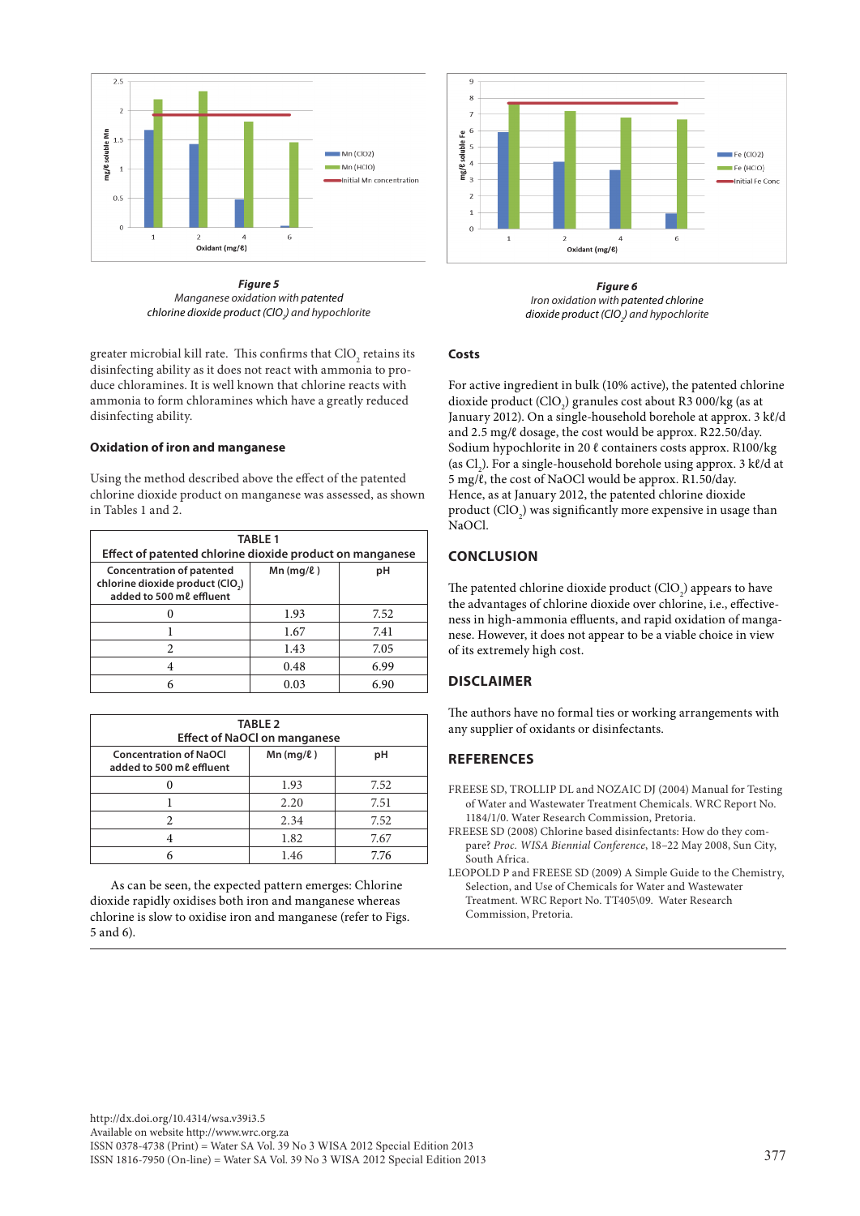2.5
2
1.5
1
0.5
0
mg/ℓ soluble Mn
1
2
4
6
Oxidant (mg/ℓ)
Mn (ClO2)
Mn (HClO)
Initial Mn concentration

*Figure 5*
*Manganese oxidation with patented chlorine dioxide product ($ClO_2$) and hypochlorite*

9
8
7
6
5
4
3
2
1
0
mg/ℓ soluble Fe
1
2
4
6
Oxidant (mg/ℓ)
Fe (ClO2)
Fe (HClO)
Initial Fe Conc

*Figure 6*
*Iron oxidation with patented chlorine dioxide product ($ClO_2$) and hypochlorite*

greater microbial kill rate. This confirms that $ClO_2$ retains its disinfecting ability as it does not react with ammonia to produce chloramines. It is well known that chlorine reacts with ammonia to form chloramines which have a greatly reduced disinfecting ability.

### Oxidation of iron and manganese

Using the method described above the effect of the patented chlorine dioxide product on manganese was assessed, as shown in Tables 1 and 2.

**TABLE 1**
**Effect of patented chlorine dioxide product on manganese**

| Concentration of patented chlorine dioxide product ($ClO_2$) added to 500 mℓ effluent | Mn (mg/ℓ) | pH |
|---|---|---|
| 0 | 1.93 | 7.52 |
| 1 | 1.67 | 7.41 |
| 2 | 1.43 | 7.05 |
| 4 | 0.48 | 6.99 |
| 6 | 0.03 | 6.90 |

**TABLE 2**
**Effect of NaOCl on manganese**

| Concentration of NaOCl added to 500 mℓ effluent | Mn (mg/ℓ) | pH |
|---|---|---|
| 0 | 1.93 | 7.52 |
| 1 | 2.20 | 7.51 |
| 2 | 2.34 | 7.52 |
| 4 | 1.82 | 7.67 |
| 6 | 1.46 | 7.76 |

As can be seen, the expected pattern emerges: Chlorine dioxide rapidly oxidises both iron and manganese whereas chlorine is slow to oxidise iron and manganese (refer to Figs. 5 and 6).

### Costs

For active ingredient in bulk (10% active), the patented chlorine dioxide product ($ClO_2$) granules cost about R3 000/kg (as at January 2012). On a single-household borehole at approx. 3 kℓ/d and 2.5 mg/ℓ dosage, the cost would be approx. R22.50/day. Sodium hypochlorite in 20 ℓ containers costs approx. R100/kg (as $Cl_2$). For a single-household borehole using approx. 3 kℓ/d at 5 mg/ℓ, the cost of NaOCl would be approx. R1.50/day. Hence, as at January 2012, the patented chlorine dioxide product ($ClO_2$) was significantly more expensive in usage than NaOCl.

## CONCLUSION

The patented chlorine dioxide product ($ClO_2$) appears to have the advantages of chlorine dioxide over chlorine, i.e., effectiveness in high-ammonia effluents, and rapid oxidation of manganese. However, it does not appear to be a viable choice in view of its extremely high cost.

## DISCLAIMER

The authors have no formal ties or working arrangements with any supplier of oxidants or disinfectants.

## REFERENCES

FREESE SD, TROLLIP DL and NOZAIC DJ (2004) Manual for Testing of Water and Wastewater Treatment Chemicals. WRC Report No. 1184/1/0. Water Research Commission, Pretoria.

FREESE SD (2008) Chlorine based disinfectants: How do they compare? *Proc. WISA Biennial Conference*, 18–22 May 2008, Sun City, South Africa.

LEOPOLD P and FREESE SD (2009) A Simple Guide to the Chemistry, Selection, and Use of Chemicals for Water and Wastewater Treatment. WRC Report No. TT405\09. Water Research Commission, Pretoria.